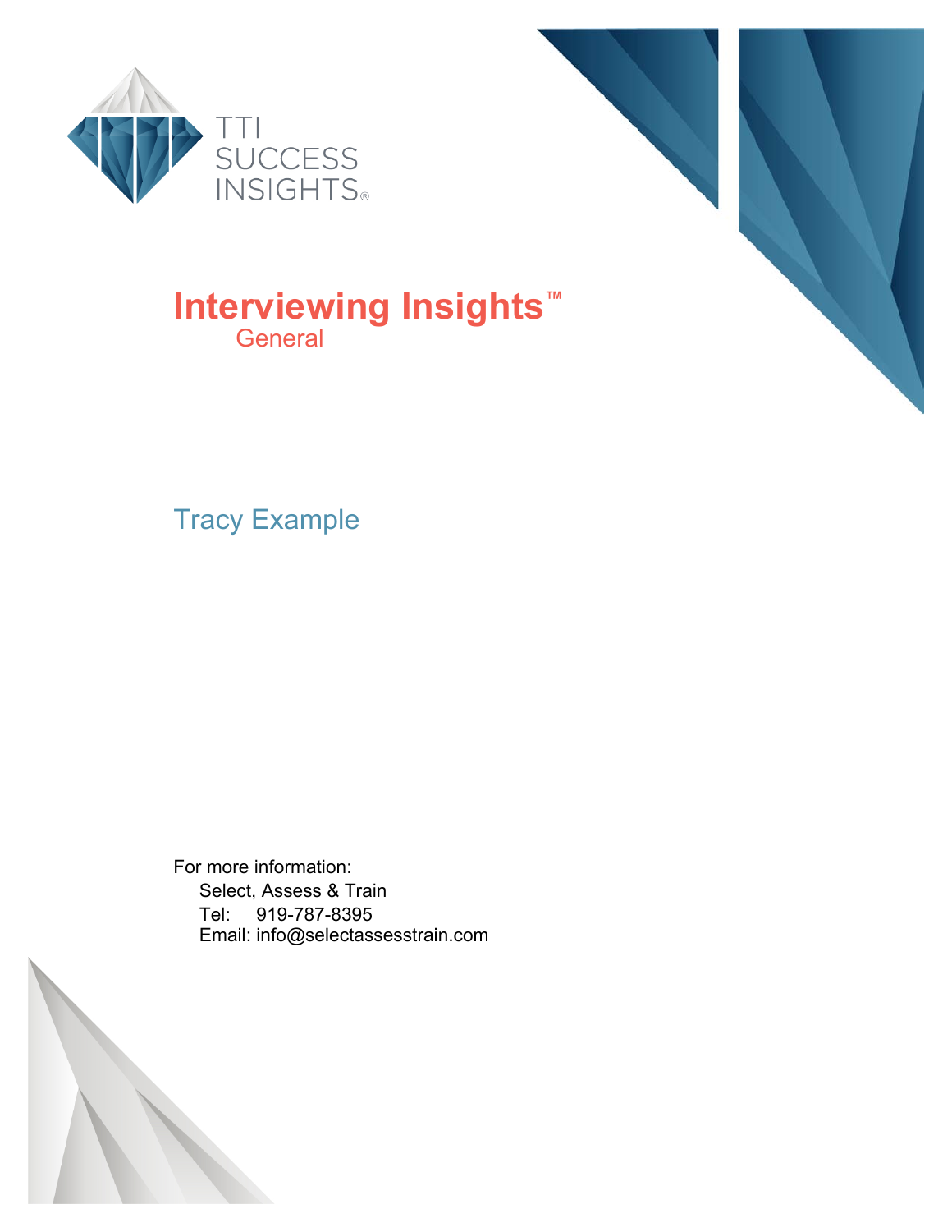TTI SUCCESS INSIGHTS®

# Interviewing Insights™

## General

Tracy Example

For more information:

Select, Assess & Train
Tel: 919-787-8395
Email: info@selectassesstrain.com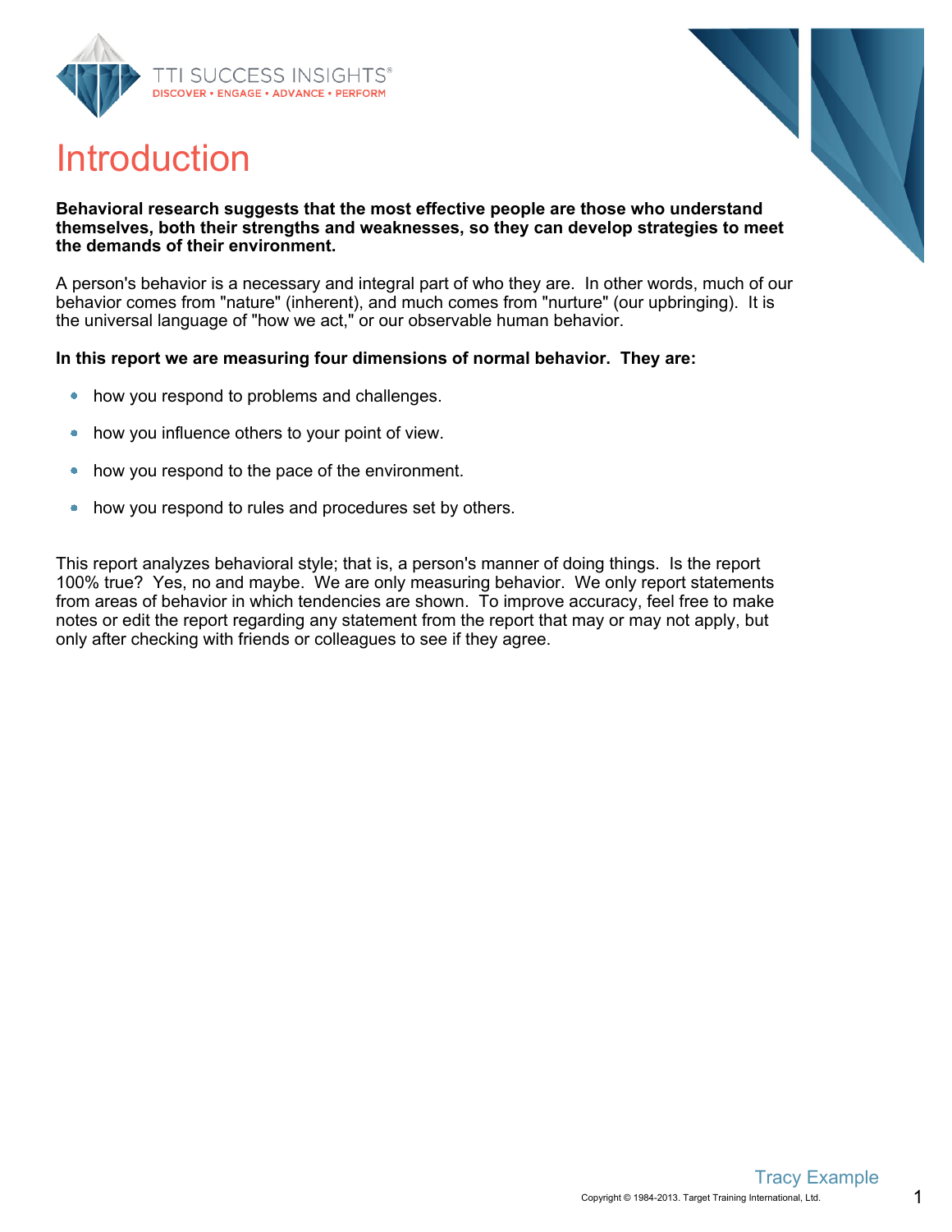# Introduction

**Behavioral research suggests that the most effective people are those who understand themselves, both their strengths and weaknesses, so they can develop strategies to meet the demands of their environment.**

A person's behavior is a necessary and integral part of who they are. In other words, much of our behavior comes from "nature" (inherent), and much comes from "nurture" (our upbringing). It is the universal language of "how we act," or our observable human behavior.

**In this report we are measuring four dimensions of normal behavior. They are:**

- how you respond to problems and challenges.
- how you influence others to your point of view.
- how you respond to the pace of the environment.
- how you respond to rules and procedures set by others.

This report analyzes behavioral style; that is, a person's manner of doing things. Is the report 100% true? Yes, no and maybe. We are only measuring behavior. We only report statements from areas of behavior in which tendencies are shown. To improve accuracy, feel free to make notes or edit the report regarding any statement from the report that may or may not apply, but only after checking with friends or colleagues to see if they agree.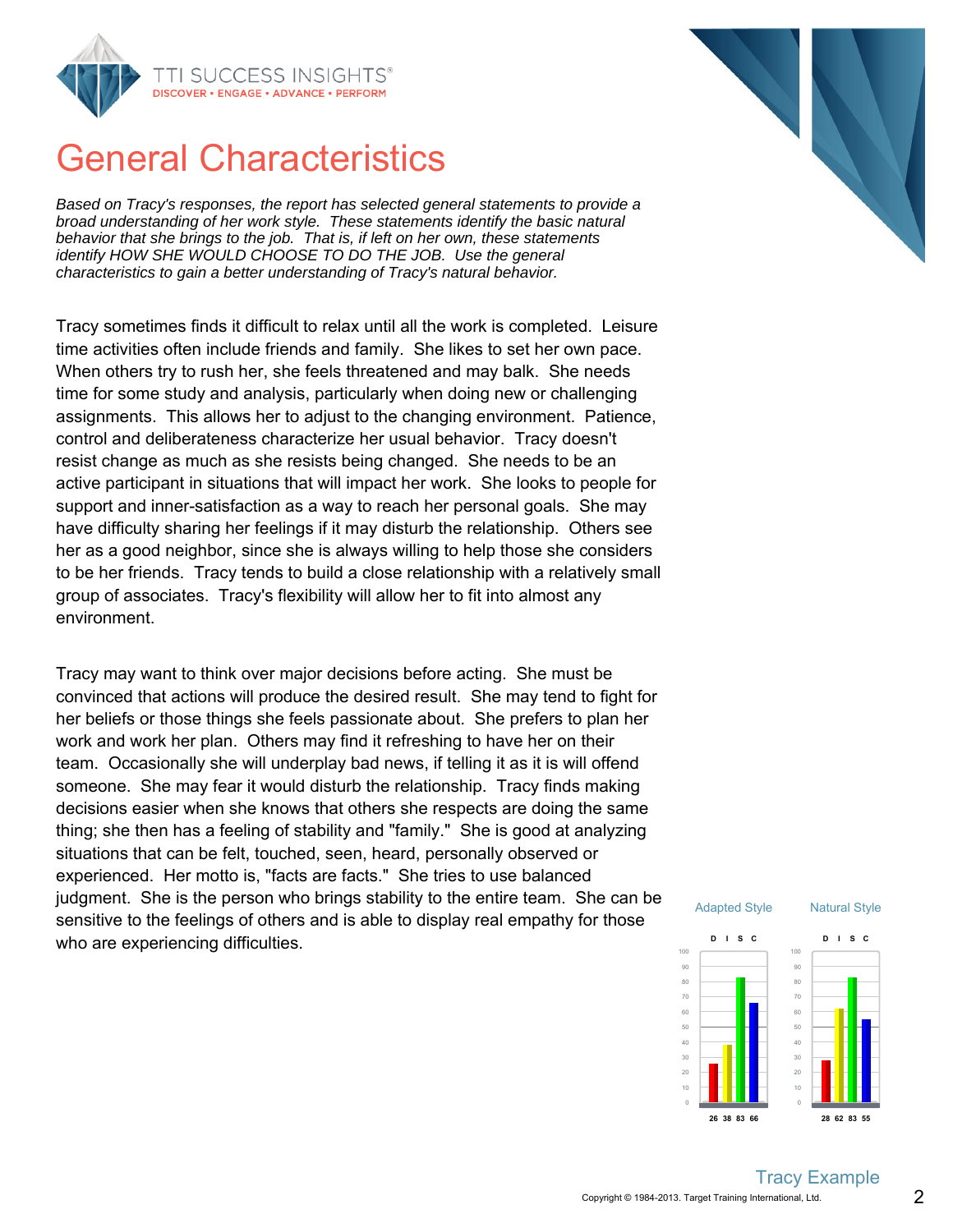# General Characteristics

*Based on Tracy's responses, the report has selected general statements to provide a broad understanding of her work style. These statements identify the basic natural behavior that she brings to the job. That is, if left on her own, these statements identify HOW SHE WOULD CHOOSE TO DO THE JOB. Use the general characteristics to gain a better understanding of Tracy's natural behavior.*

Tracy sometimes finds it difficult to relax until all the work is completed. Leisure time activities often include friends and family. She likes to set her own pace. When others try to rush her, she feels threatened and may balk. She needs time for some study and analysis, particularly when doing new or challenging assignments. This allows her to adjust to the changing environment. Patience, control and deliberateness characterize her usual behavior. Tracy doesn't resist change as much as she resists being changed. She needs to be an active participant in situations that will impact her work. She looks to people for support and inner-satisfaction as a way to reach her personal goals. She may have difficulty sharing her feelings if it may disturb the relationship. Others see her as a good neighbor, since she is always willing to help those she considers to be her friends. Tracy tends to build a close relationship with a relatively small group of associates. Tracy's flexibility will allow her to fit into almost any environment.

Tracy may want to think over major decisions before acting. She must be convinced that actions will produce the desired result. She may tend to fight for her beliefs or those things she feels passionate about. She prefers to plan her work and work her plan. Others may find it refreshing to have her on their team. Occasionally she will underplay bad news, if telling it as it is will offend someone. She may fear it would disturb the relationship. Tracy finds making decisions easier when she knows that others she respects are doing the same thing; she then has a feeling of stability and "family." She is good at analyzing situations that can be felt, touched, seen, heard, personally observed or experienced. Her motto is, "facts are facts." She tries to use balanced judgment. She is the person who brings stability to the entire team. She can be sensitive to the feelings of others and is able to display real empathy for those who are experiencing difficulties.

| | D | I | S | C |
|---|---|---|---|---|
| Adapted Style | 26 | 38 | 83 | 66 |
| Natural Style | 28 | 62 | 83 | 55 |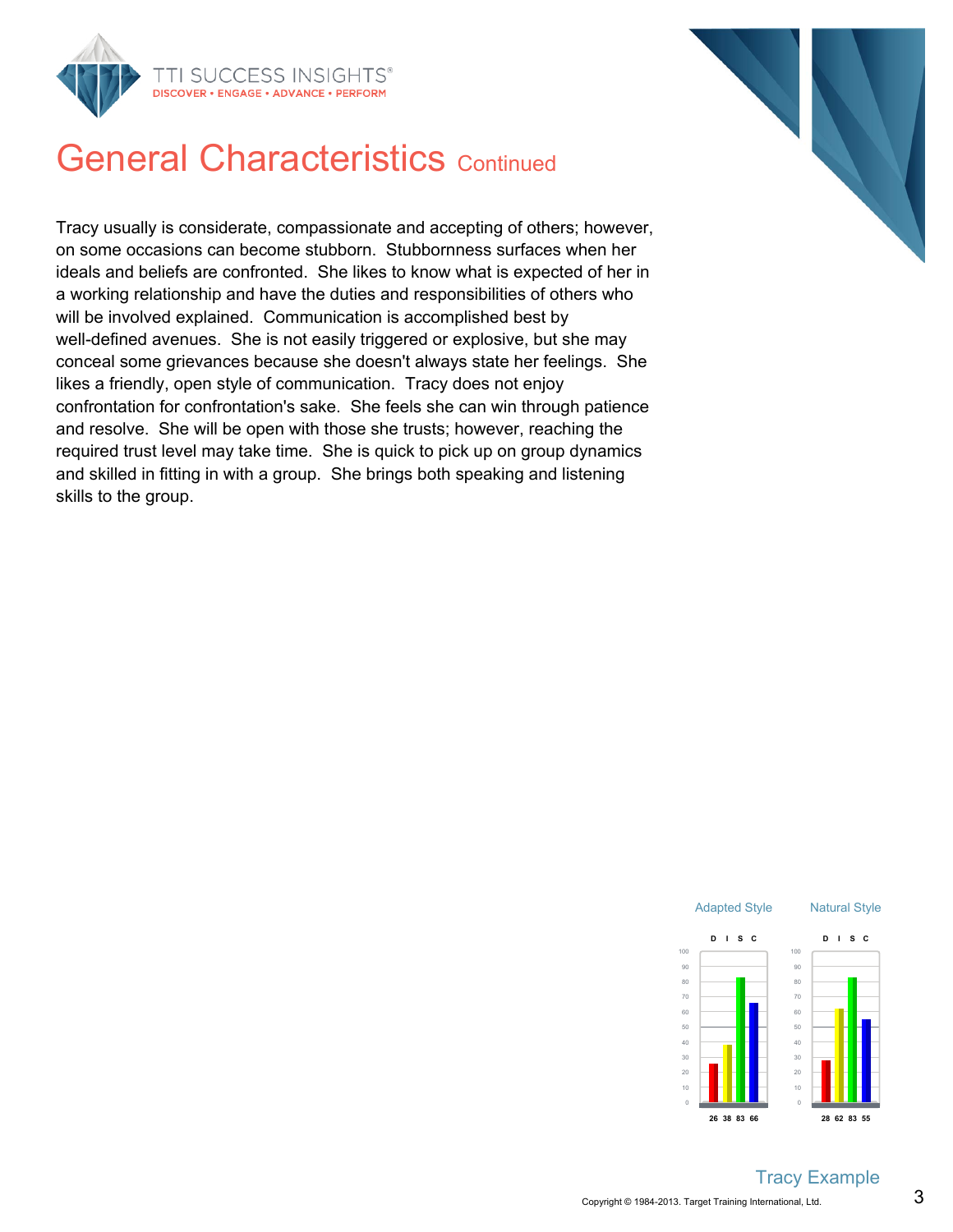# General Characteristics Continued

Tracy usually is considerate, compassionate and accepting of others; however, on some occasions can become stubborn. Stubbornness surfaces when her ideals and beliefs are confronted. She likes to know what is expected of her in a working relationship and have the duties and responsibilities of others who will be involved explained. Communication is accomplished best by well-defined avenues. She is not easily triggered or explosive, but she may conceal some grievances because she doesn't always state her feelings. She likes a friendly, open style of communication. Tracy does not enjoy confrontation for confrontation's sake. She feels she can win through patience and resolve. She will be open with those she trusts; however, reaching the required trust level may take time. She is quick to pick up on group dynamics and skilled in fitting in with a group. She brings both speaking and listening skills to the group.

| | D | I | S | C |
|---|---|---|---|---|
| Adapted Style | 26 | 38 | 83 | 66 |
| Natural Style | 28 | 62 | 83 | 55 |

Tracy Example

Copyright © 1984-2013. Target Training International, Ltd.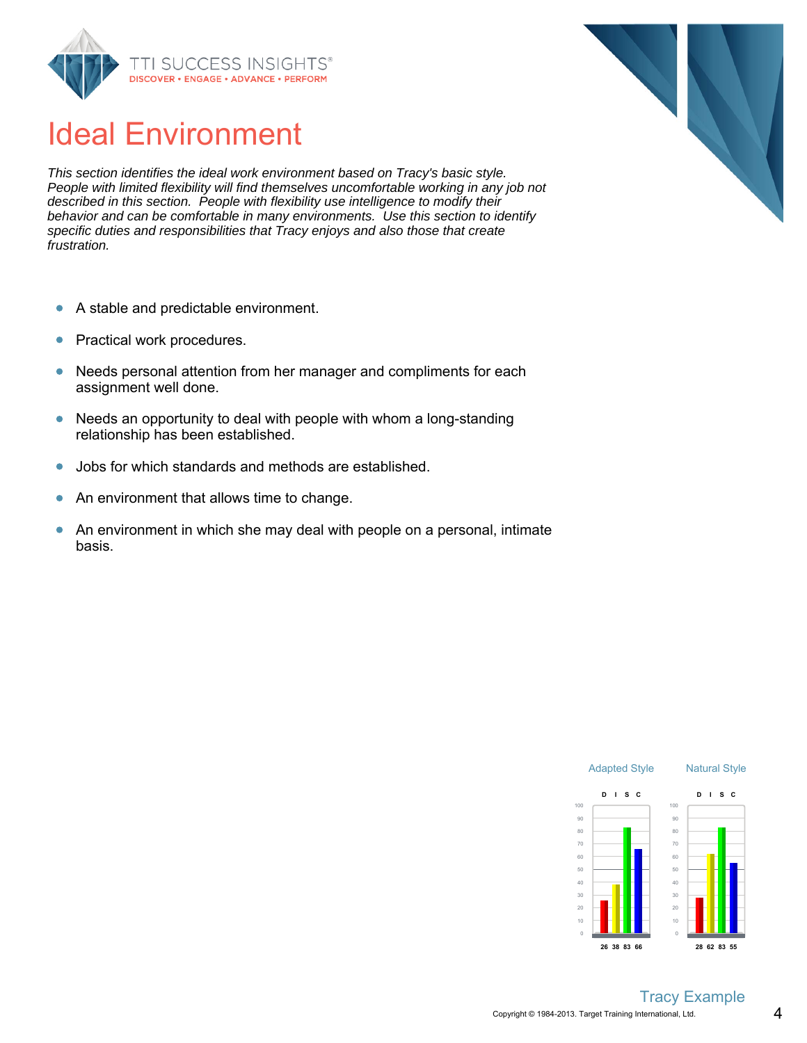# Ideal Environment

*This section identifies the ideal work environment based on Tracy's basic style. People with limited flexibility will find themselves uncomfortable working in any job not described in this section. People with flexibility use intelligence to modify their behavior and can be comfortable in many environments. Use this section to identify specific duties and responsibilities that Tracy enjoys and also those that create frustration.*

- A stable and predictable environment.
- Practical work procedures.
- Needs personal attention from her manager and compliments for each assignment well done.
- Needs an opportunity to deal with people with whom a long-standing relationship has been established.
- Jobs for which standards and methods are established.
- An environment that allows time to change.
- An environment in which she may deal with people on a personal, intimate basis.

| | D | I | S | C |
|---|---|---|---|---|
| Adapted Style | 26 | 38 | 83 | 66 |
| Natural Style | 28 | 62 | 83 | 55 |

Tracy Example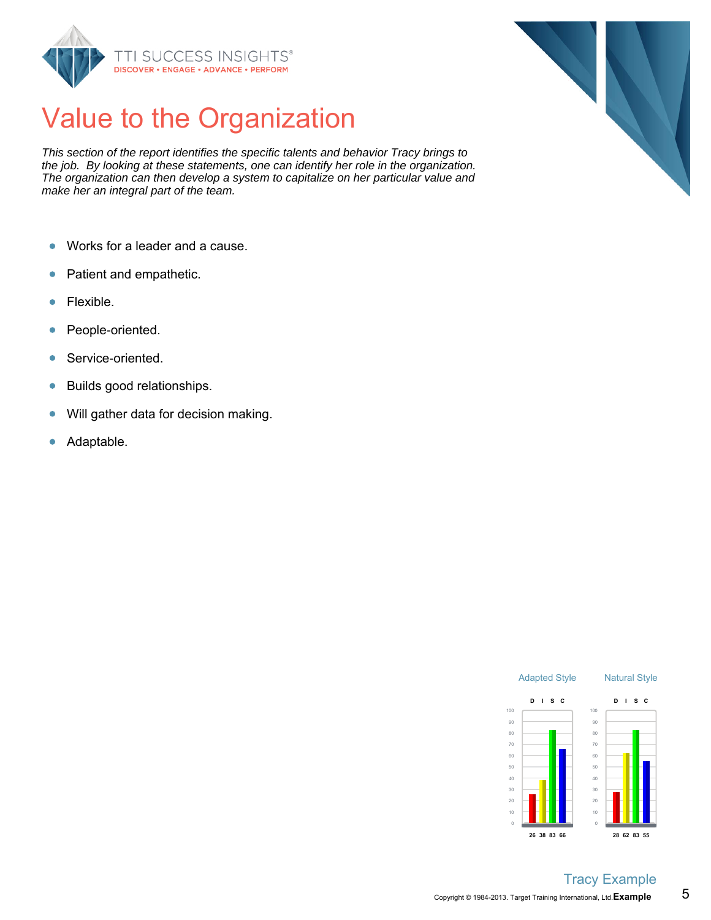# Value to the Organization

*This section of the report identifies the specific talents and behavior Tracy brings to the job. By looking at these statements, one can identify her role in the organization. The organization can then develop a system to capitalize on her particular value and make her an integral part of the team.*

- Works for a leader and a cause.
- Patient and empathetic.
- Flexible.
- People-oriented.
- Service-oriented.
- Builds good relationships.
- Will gather data for decision making.
- Adaptable.

| | D | I | S | C |
|---|---|---|---|---|
| Adapted Style | 26 | 38 | 83 | 66 |
| Natural Style | 28 | 62 | 83 | 55 |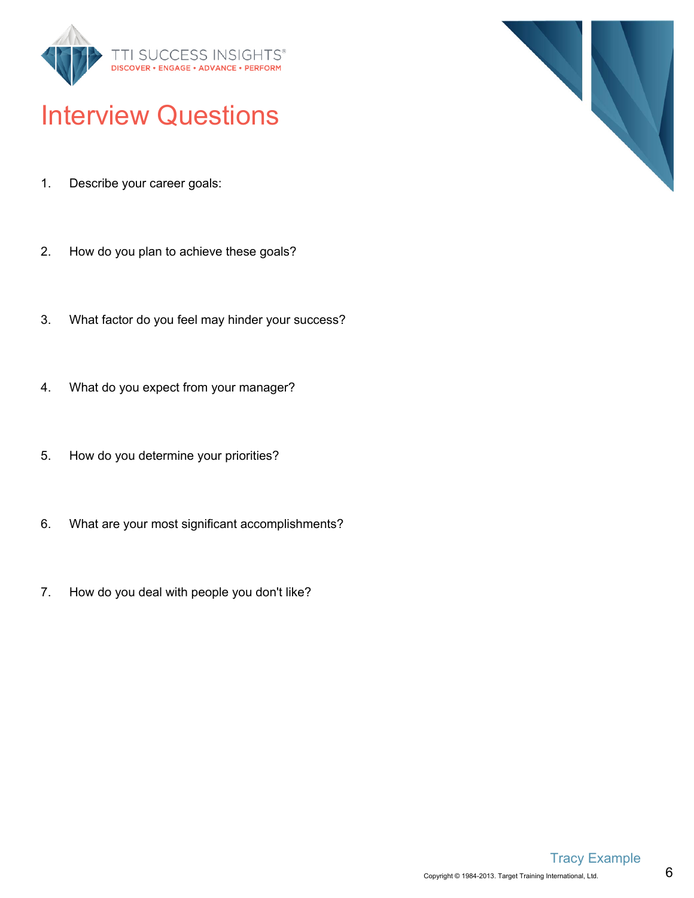# Interview Questions

1. Describe your career goals:

2. How do you plan to achieve these goals?

3. What factor do you feel may hinder your success?

4. What do you expect from your manager?

5. How do you determine your priorities?

6. What are your most significant accomplishments?

7. How do you deal with people you don't like?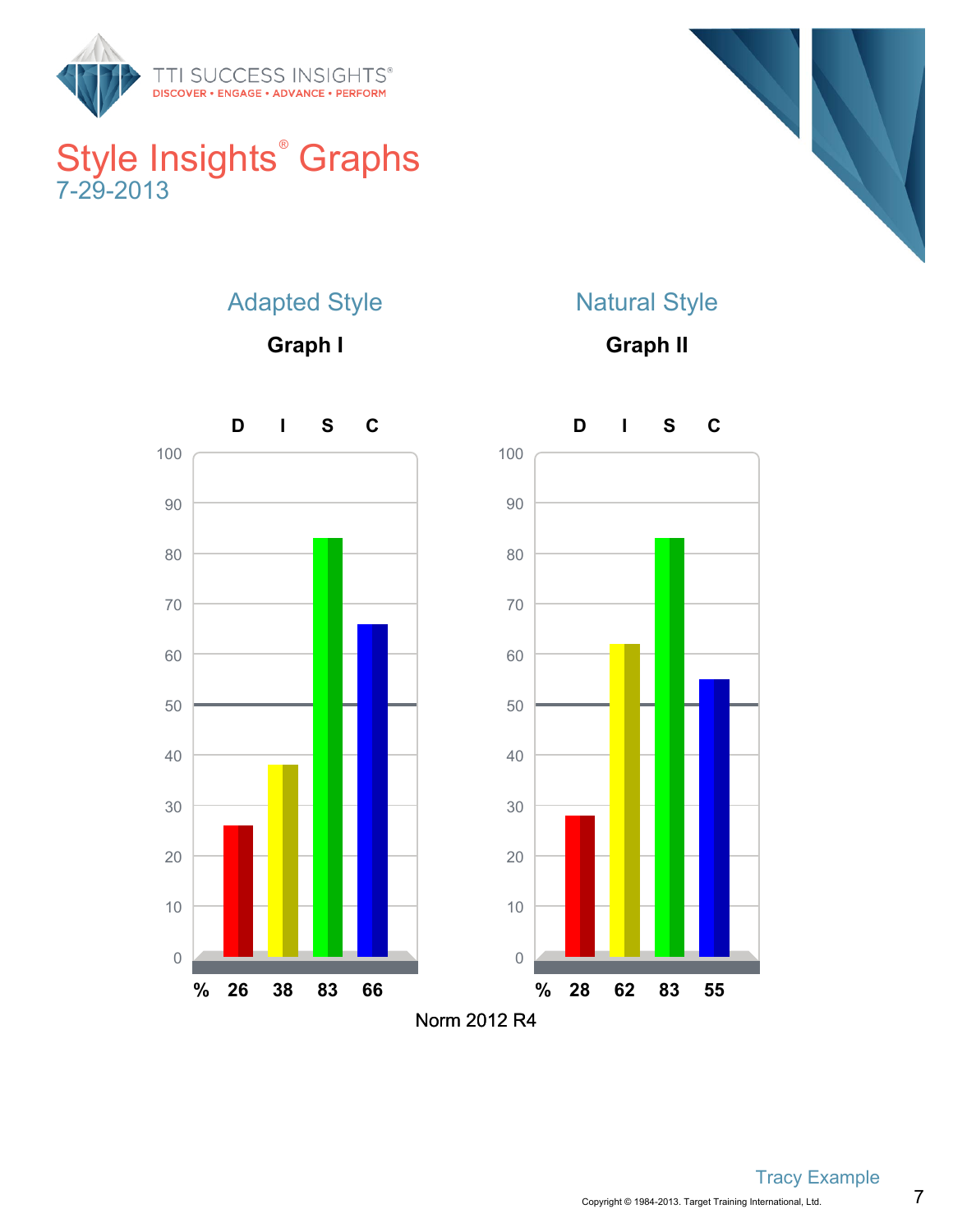# Style Insights® Graphs

7-29-2013

## Adapted Style

**Graph I**

| | D | I | S | C |
|---|---|---|---|---|
| % | 26 | 38 | 83 | 66 |

## Natural Style

**Graph II**

| | D | I | S | C |
|---|---|---|---|---|
| % | 28 | 62 | 83 | 55 |

Norm 2012 R4

Tracy Example

Copyright © 1984-2013. Target Training International, Ltd.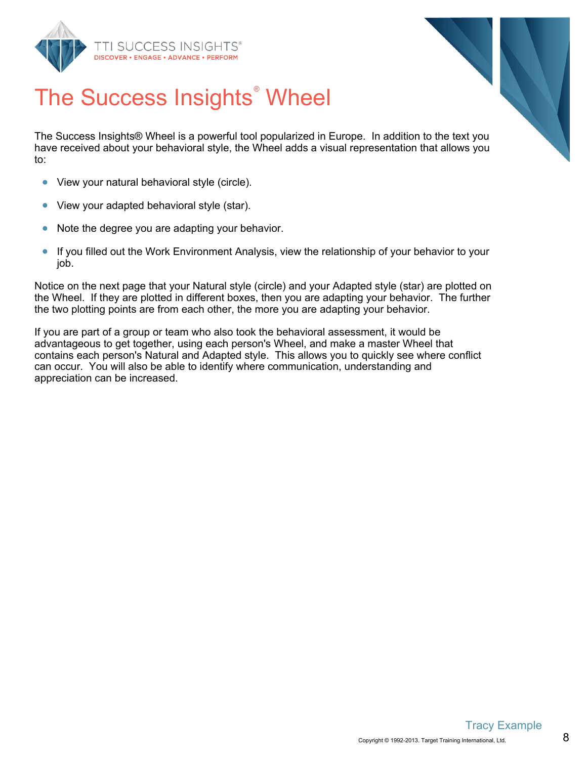# The Success Insights® Wheel

The Success Insights® Wheel is a powerful tool popularized in Europe. In addition to the text you have received about your behavioral style, the Wheel adds a visual representation that allows you to:

- View your natural behavioral style (circle).
- View your adapted behavioral style (star).
- Note the degree you are adapting your behavior.
- If you filled out the Work Environment Analysis, view the relationship of your behavior to your job.

Notice on the next page that your Natural style (circle) and your Adapted style (star) are plotted on the Wheel. If they are plotted in different boxes, then you are adapting your behavior. The further the two plotting points are from each other, the more you are adapting your behavior.

If you are part of a group or team who also took the behavioral assessment, it would be advantageous to get together, using each person's Wheel, and make a master Wheel that contains each person's Natural and Adapted style. This allows you to quickly see where conflict can occur. You will also be able to identify where communication, understanding and appreciation can be increased.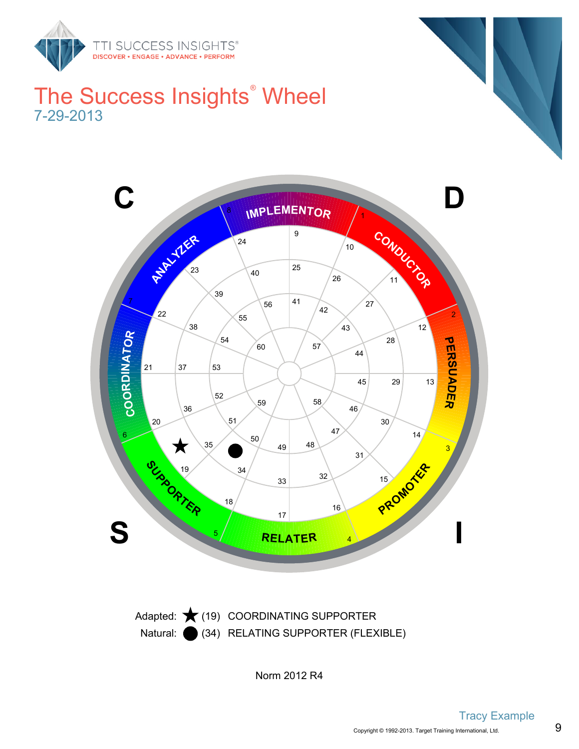TTI SUCCESS INSIGHTS®

DISCOVER • ENGAGE • ADVANCE • PERFORM

# The Success Insights® Wheel

7-29-2013

C

D

S

I

IMPLEMENTOR

CONDUCTOR

PERSUADER

PROMOTER

RELATER

SUPPORTER

COORDINATOR

ANALYZER

Adapted: ★ (19) COORDINATING SUPPORTER

Natural: ● (34) RELATING SUPPORTER (FLEXIBLE)

Norm 2012 R4

Tracy Example

Copyright © 1992-2013. Target Training International, Ltd.